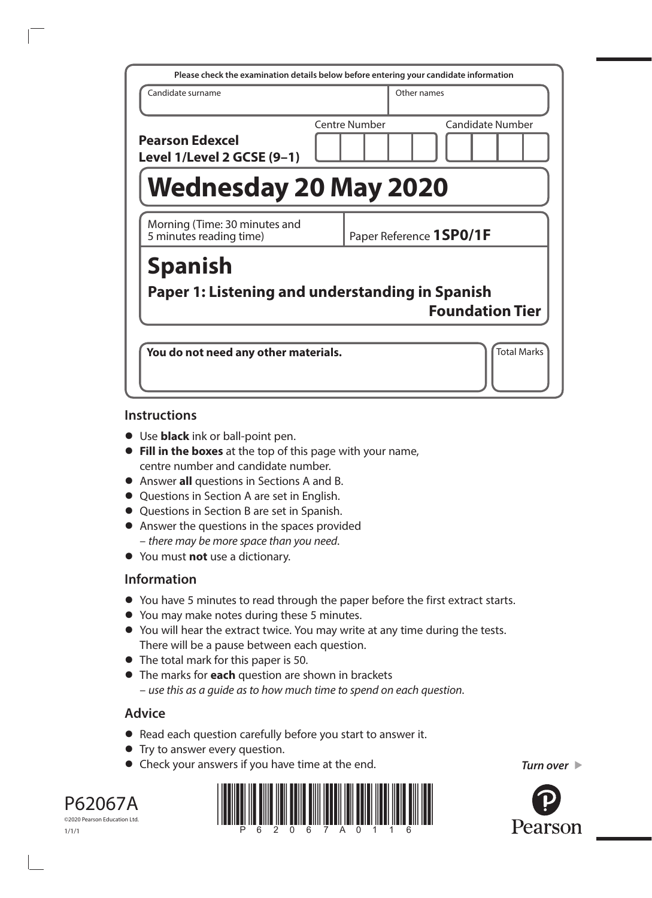Please check the examination details below before entering your candidate information

| Candidate surname | Other names |
| --- | --- |
| | |

**Pearson Edexcel Level 1/Level 2 GCSE (9–1)**

Centre Number | Candidate Number

# Wednesday 20 May 2020

Morning (Time: 30 minutes and 5 minutes reading time)

Paper Reference **1SP0/1F**

# Spanish

## Paper 1: Listening and understanding in Spanish

**Foundation Tier**

**You do not need any other materials.**

Total Marks

## Instructions

- Use **black** ink or ball-point pen.
- **Fill in the boxes** at the top of this page with your name, centre number and candidate number.
- Answer **all** questions in Sections A and B.
- Questions in Section A are set in English.
- Questions in Section B are set in Spanish.
- Answer the questions in the spaces provided – *there may be more space than you need*.
- You must **not** use a dictionary.

## Information

- You have 5 minutes to read through the paper before the first extract starts.
- You may make notes during these 5 minutes.
- You will hear the extract twice. You may write at any time during the tests. There will be a pause between each question.
- The total mark for this paper is 50.
- The marks for **each** question are shown in brackets – *use this as a guide as to how much time to spend on each question*.

## Advice

- Read each question carefully before you start to answer it.
- Try to answer every question.
- Check your answers if you have time at the end.

*Turn over*

P62067A

©2020 Pearson Education Ltd.

1/1/1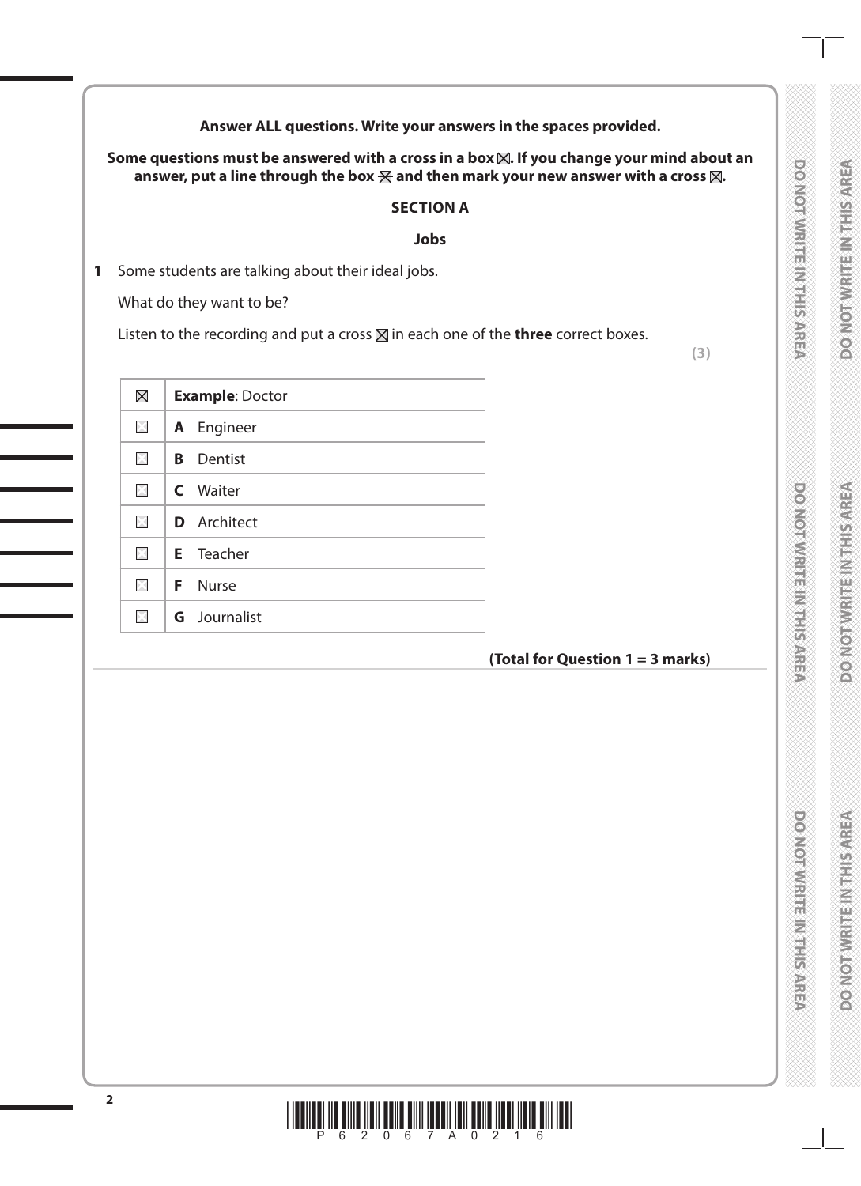**Answer ALL questions. Write your answers in the spaces provided.**

**Some questions must be answered with a cross in a box ☒. If you change your mind about an answer, put a line through the box ☒ and then mark your new answer with a cross ☒.**

## SECTION A

### Jobs

**1** Some students are talking about their ideal jobs.

What do they want to be?

Listen to the recording and put a cross ☒ in each one of the **three** correct boxes.

**(3)**

| | |
|---|---|
| ☒ | **Example**: Doctor |
| ☐ | **A** Engineer |
| ☐ | **B** Dentist |
| ☐ | **C** Waiter |
| ☐ | **D** Architect |
| ☐ | **E** Teacher |
| ☐ | **F** Nurse |
| ☐ | **G** Journalist |

**(Total for Question 1 = 3 marks)**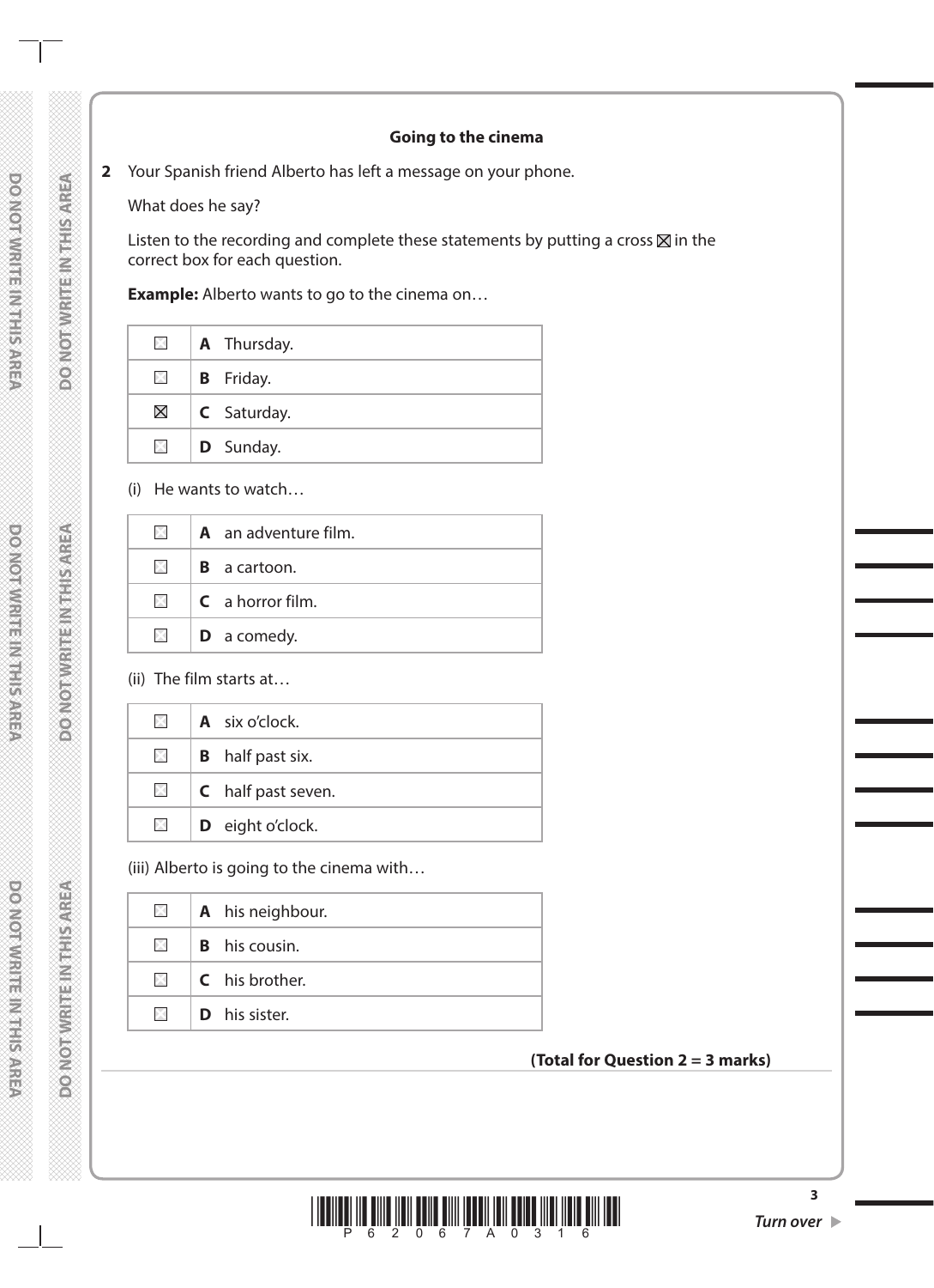## Going to the cinema

**2** Your Spanish friend Alberto has left a message on your phone.

What does he say?

Listen to the recording and complete these statements by putting a cross ☒ in the correct box for each question.

**Example:** Alberto wants to go to the cinema on…

| | |
|---|---|
| ☐ | **A** Thursday. |
| ☐ | **B** Friday. |
| ☒ | **C** Saturday. |
| ☐ | **D** Sunday. |

(i) He wants to watch…

| | |
|---|---|
| ☐ | **A** an adventure film. |
| ☐ | **B** a cartoon. |
| ☐ | **C** a horror film. |
| ☐ | **D** a comedy. |

(ii) The film starts at…

| | |
|---|---|
| ☐ | **A** six o'clock. |
| ☐ | **B** half past six. |
| ☐ | **C** half past seven. |
| ☐ | **D** eight o'clock. |

(iii) Alberto is going to the cinema with…

| | |
|---|---|
| ☐ | **A** his neighbour. |
| ☐ | **B** his cousin. |
| ☐ | **C** his brother. |
| ☐ | **D** his sister. |

**(Total for Question 2 = 3 marks)**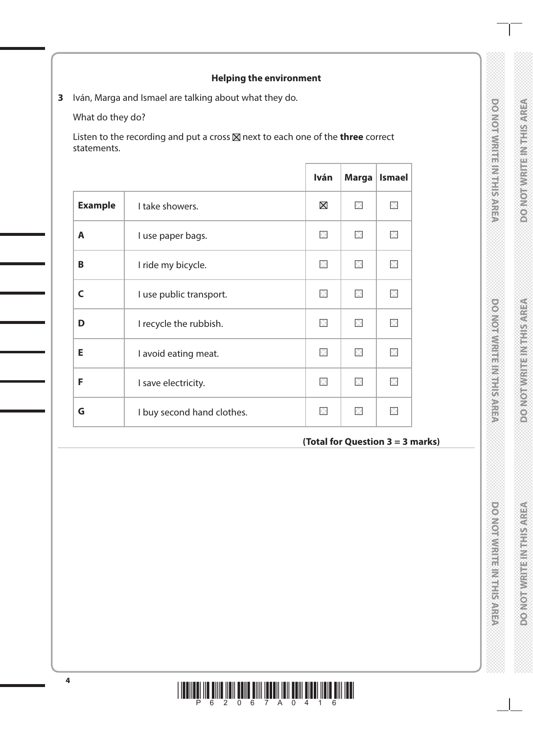### Helping the environment

**3** Iván, Marga and Ismael are talking about what they do.

What do they do?

Listen to the recording and put a cross ☒ next to each one of the **three** correct statements.

| | | Iván | Marga | Ismael |
|---|---|---|---|---|
| **Example** | I take showers. | ☒ | ☐ | ☐ |
| **A** | I use paper bags. | ☐ | ☐ | ☐ |
| **B** | I ride my bicycle. | ☐ | ☐ | ☐ |
| **C** | I use public transport. | ☐ | ☐ | ☐ |
| **D** | I recycle the rubbish. | ☐ | ☐ | ☐ |
| **E** | I avoid eating meat. | ☐ | ☐ | ☐ |
| **F** | I save electricity. | ☐ | ☐ | ☐ |
| **G** | I buy second hand clothes. | ☐ | ☐ | ☐ |

**(Total for Question 3 = 3 marks)**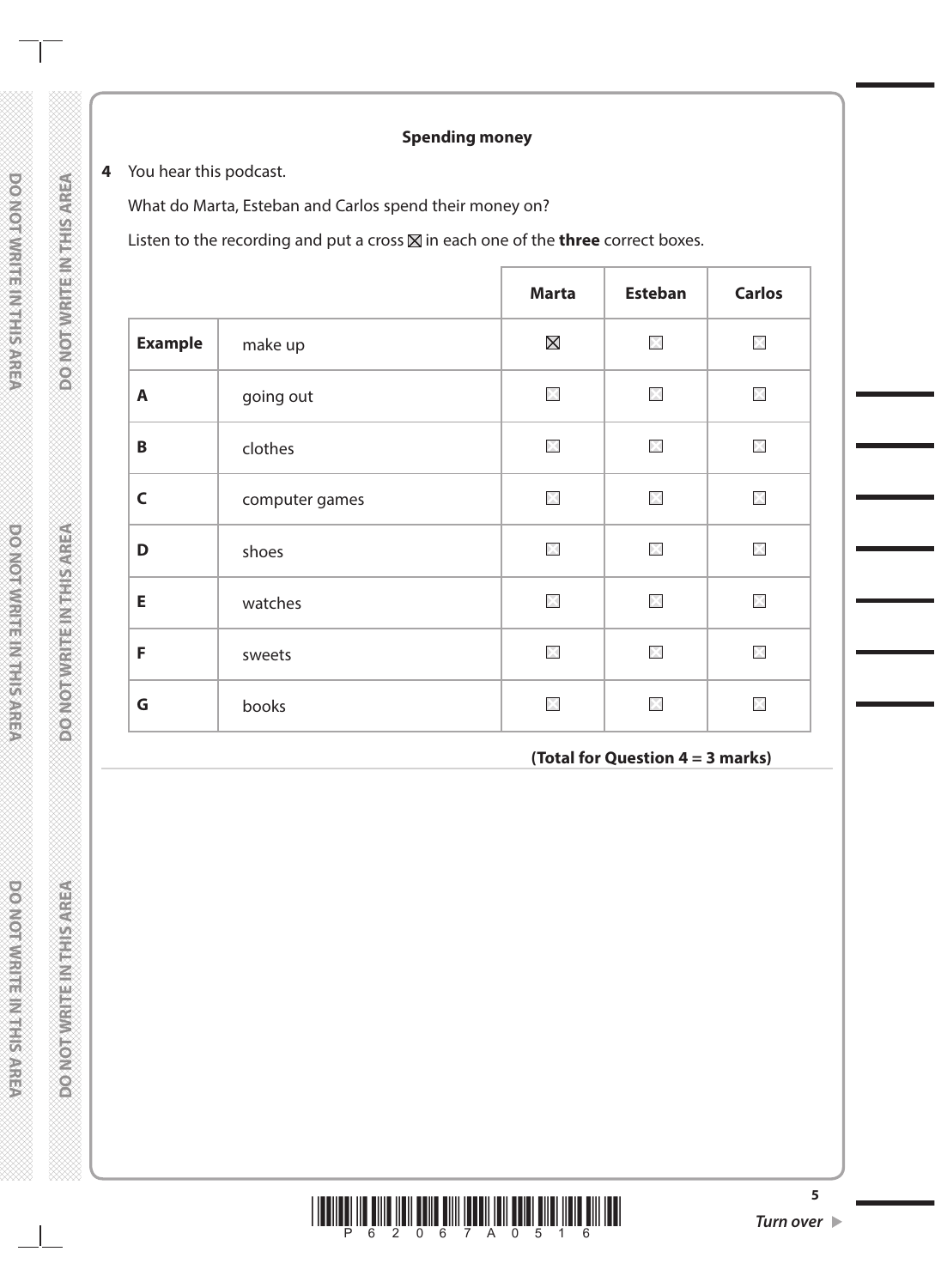## Spending money

**4** You hear this podcast.

What do Marta, Esteban and Carlos spend their money on?

Listen to the recording and put a cross ☒ in each one of the **three** correct boxes.

| | | Marta | Esteban | Carlos |
|---|---|---|---|---|
| **Example** | make up | ☒ | ☐ | ☐ |
| **A** | going out | ☐ | ☐ | ☐ |
| **B** | clothes | ☐ | ☐ | ☐ |
| **C** | computer games | ☐ | ☐ | ☐ |
| **D** | shoes | ☐ | ☐ | ☐ |
| **E** | watches | ☐ | ☐ | ☐ |
| **F** | sweets | ☐ | ☐ | ☐ |
| **G** | books | ☐ | ☐ | ☐ |

**(Total for Question 4 = 3 marks)**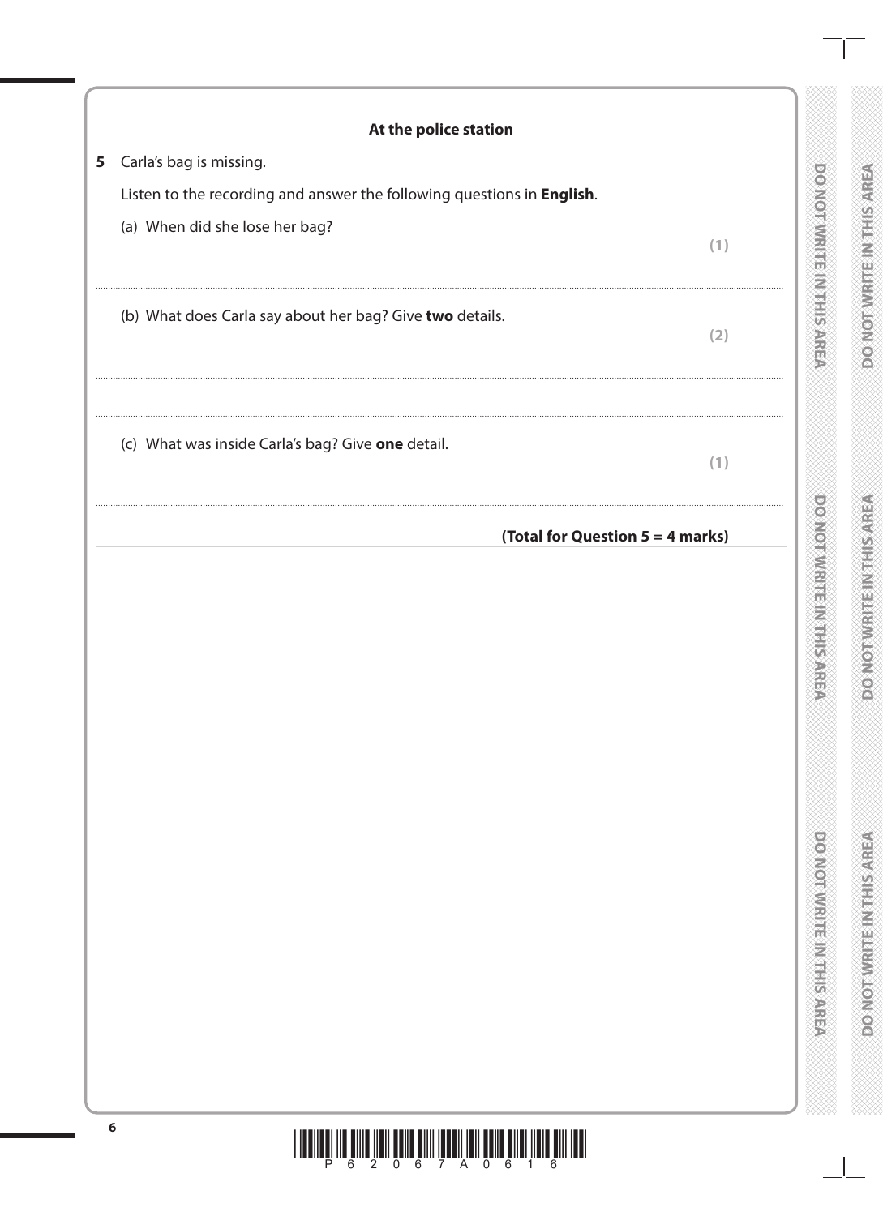### At the police station

**5** Carla's bag is missing.

Listen to the recording and answer the following questions in **English**.

(a) When did she lose her bag? **(1)**

..............................................................................................................................................

(b) What does Carla say about her bag? Give **two** details. **(2)**

..............................................................................................................................................

..............................................................................................................................................

(c) What was inside Carla's bag? Give **one** detail. **(1)**

..............................................................................................................................................

**(Total for Question 5 = 4 marks)**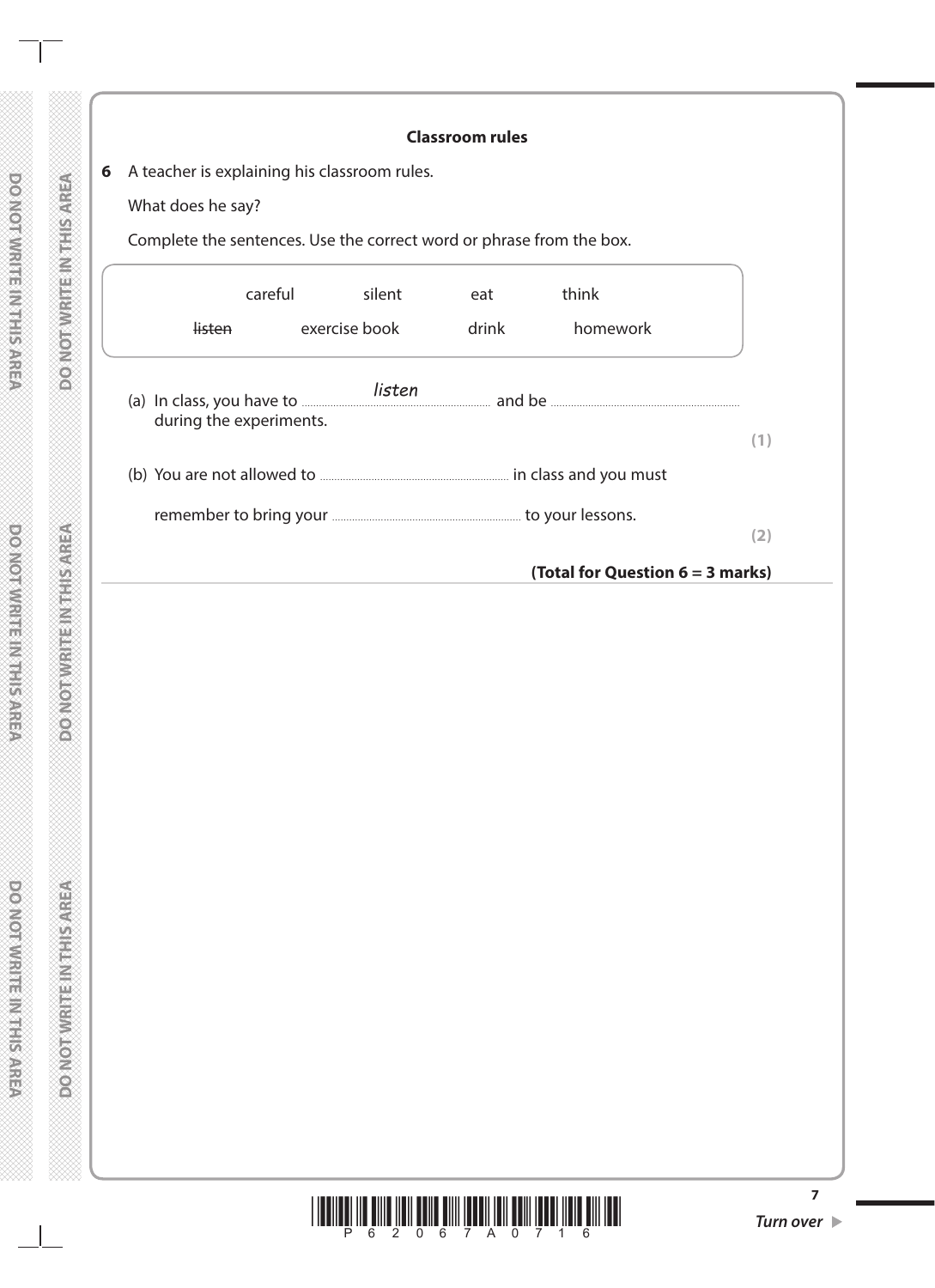## Classroom rules

**6** A teacher is explaining his classroom rules.

What does he say?

Complete the sentences. Use the correct word or phrase from the box.

| | | | |
|---|---|---|---|
| careful | silent | eat | think |
| ~~listen~~ | exercise book | drink | homework |

(a) In class, you have to ..........*listen*.......... and be .................................... during the experiments.

**(1)**

(b) You are not allowed to .................................... in class and you must remember to bring your .................................... to your lessons.

**(2)**

**(Total for Question 6 = 3 marks)**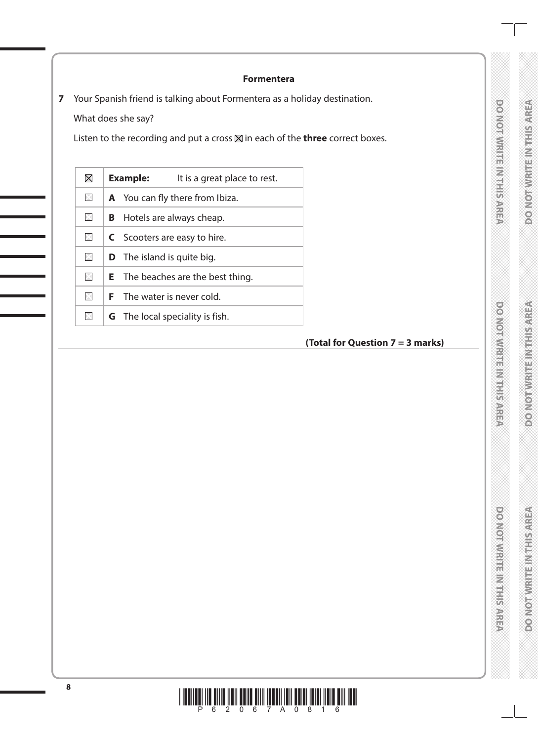**Formentera**

**7** Your Spanish friend is talking about Formentera as a holiday destination.

What does she say?

Listen to the recording and put a cross ☒ in each of the **three** correct boxes.

| | |
|---|---|
| ☒ | **Example:** It is a great place to rest. |
| ☐ | **A** You can fly there from Ibiza. |
| ☐ | **B** Hotels are always cheap. |
| ☐ | **C** Scooters are easy to hire. |
| ☐ | **D** The island is quite big. |
| ☐ | **E** The beaches are the best thing. |
| ☐ | **F** The water is never cold. |
| ☐ | **G** The local speciality is fish. |

**(Total for Question 7 = 3 marks)**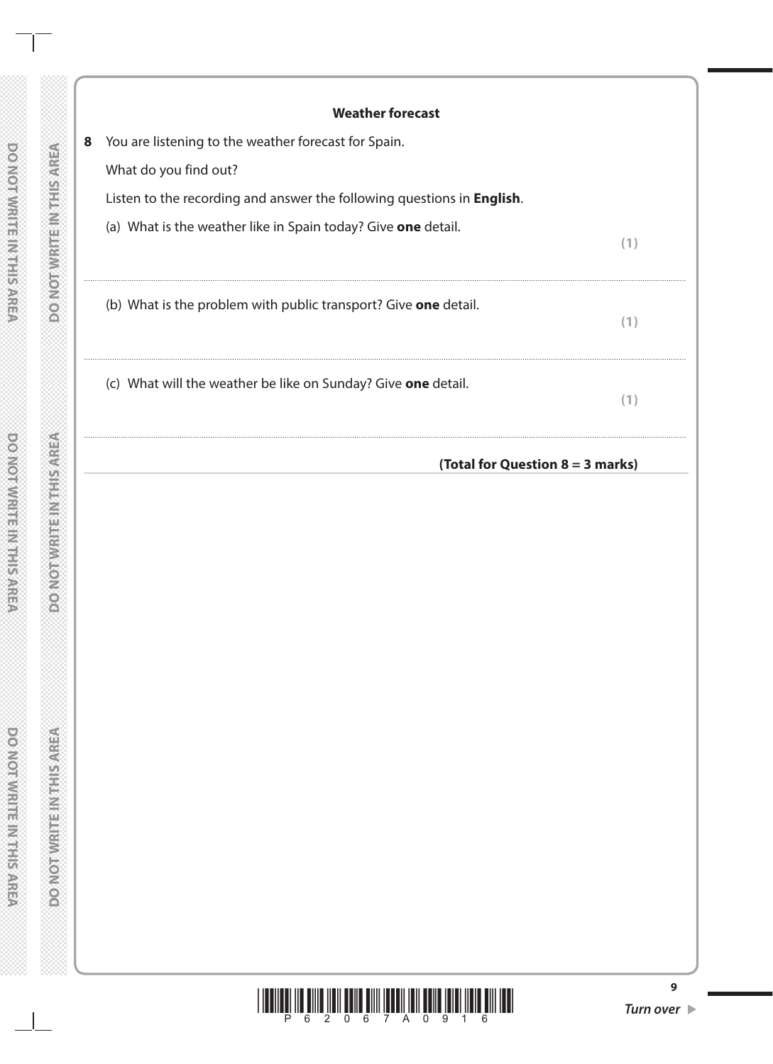### Weather forecast

**8** You are listening to the weather forecast for Spain.

What do you find out?

Listen to the recording and answer the following questions in **English**.

(a) What is the weather like in Spain today? Give **one** detail.

**(1)**

..............................................................................................................................................

(b) What is the problem with public transport? Give **one** detail.

**(1)**

..............................................................................................................................................

(c) What will the weather be like on Sunday? Give **one** detail.

**(1)**

..............................................................................................................................................

**(Total for Question 8 = 3 marks)**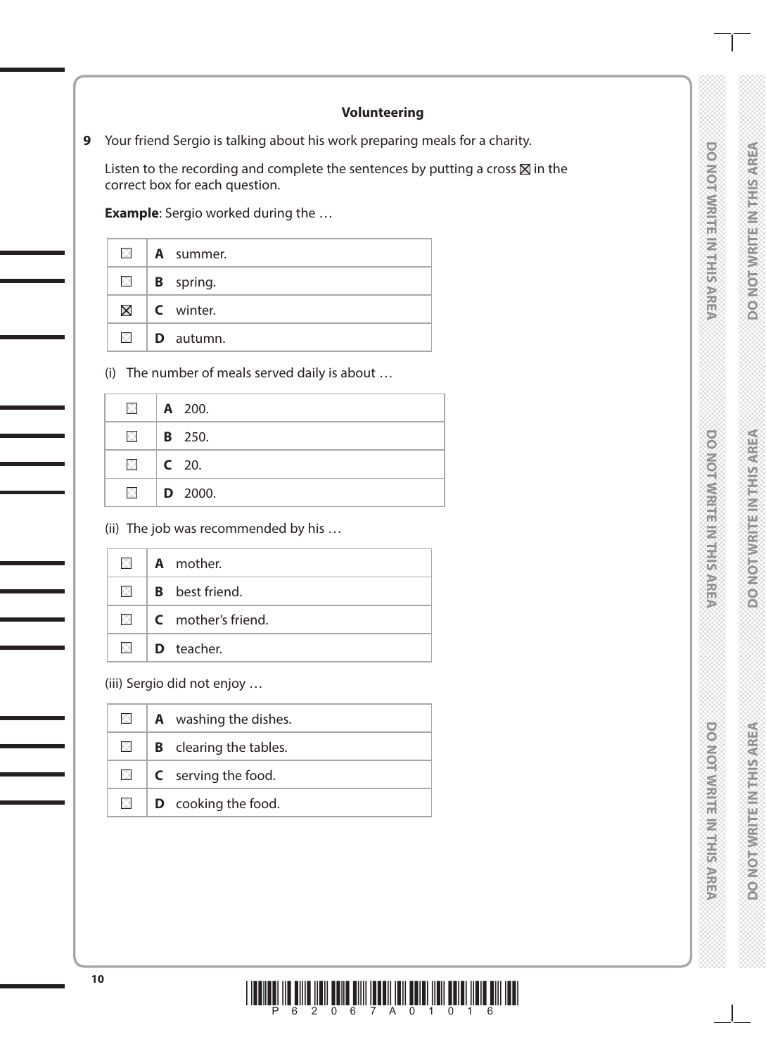**Volunteering**

**9** Your friend Sergio is talking about his work preparing meals for a charity.

Listen to the recording and complete the sentences by putting a cross ☒ in the correct box for each question.

**Example**: Sergio worked during the …

| | |
|---|---|
| ☐ | **A** summer. |
| ☐ | **B** spring. |
| ☒ | **C** winter. |
| ☐ | **D** autumn. |

(i) The number of meals served daily is about …

| | |
|---|---|
| ☐ | **A** 200. |
| ☐ | **B** 250. |
| ☐ | **C** 20. |
| ☐ | **D** 2000. |

(ii) The job was recommended by his …

| | |
|---|---|
| ☐ | **A** mother. |
| ☐ | **B** best friend. |
| ☐ | **C** mother's friend. |
| ☐ | **D** teacher. |

(iii) Sergio did not enjoy …

| | |
|---|---|
| ☐ | **A** washing the dishes. |
| ☐ | **B** clearing the tables. |
| ☐ | **C** serving the food. |
| ☐ | **D** cooking the food. |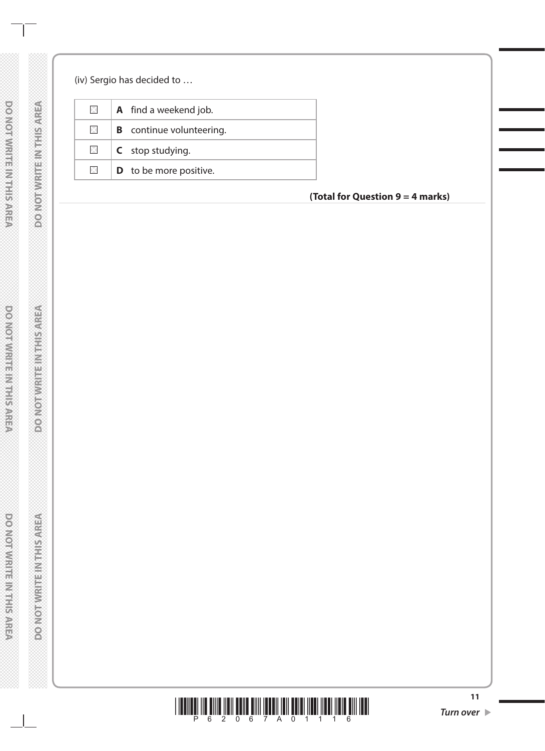(iv) Sergio has decided to …

| | |
|---|---|
| ☒ | **A** find a weekend job. |
| ☒ | **B** continue volunteering. |
| ☒ | **C** stop studying. |
| ☒ | **D** to be more positive. |

**(Total for Question 9 = 4 marks)**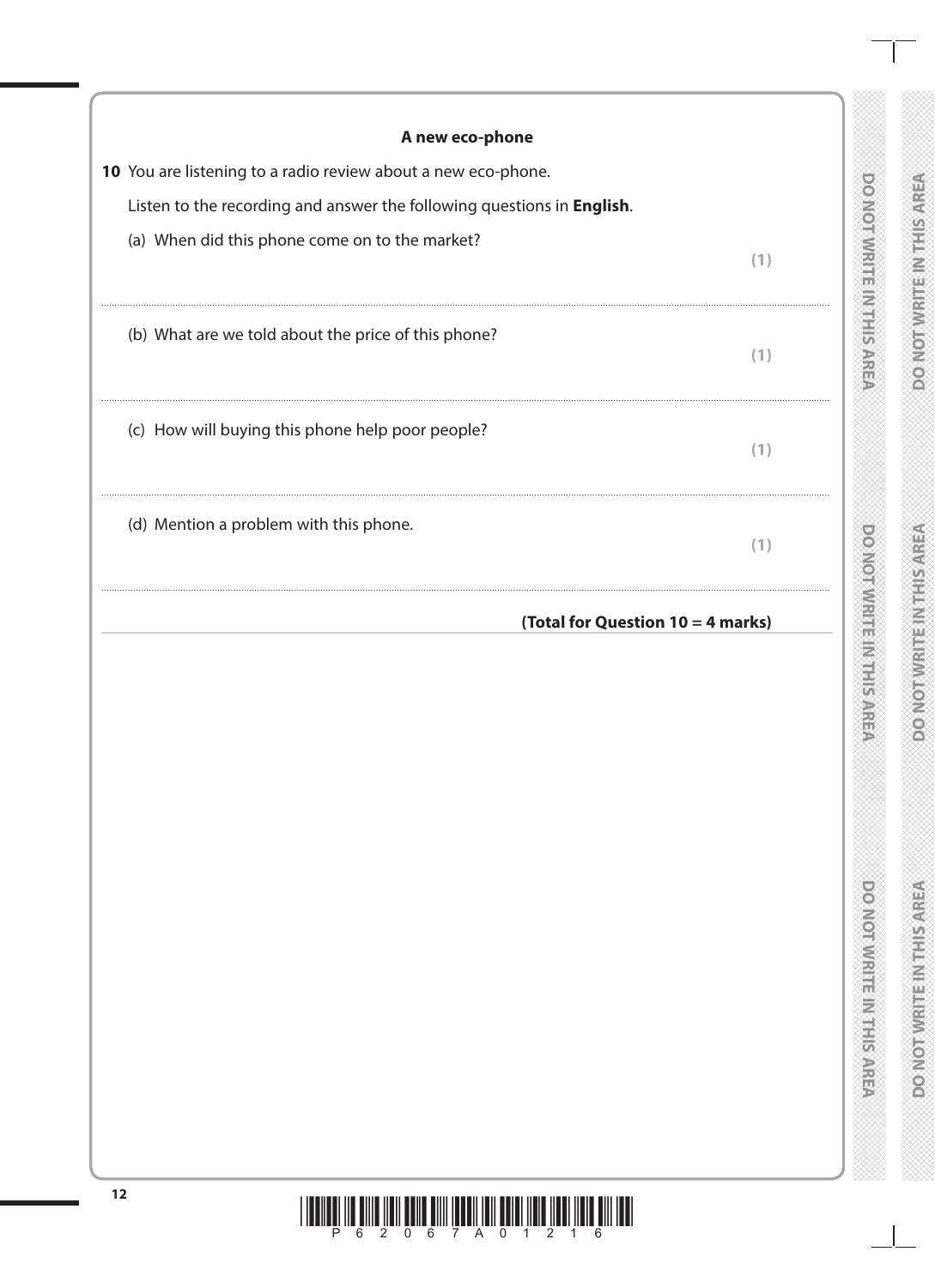### A new eco-phone

**10** You are listening to a radio review about a new eco-phone.

Listen to the recording and answer the following questions in **English**.

(a) When did this phone come on to the market?

**(1)**

.......................................................................................................................................................................................................

(b) What are we told about the price of this phone?

**(1)**

.......................................................................................................................................................................................................

(c) How will buying this phone help poor people?

**(1)**

.......................................................................................................................................................................................................

(d) Mention a problem with this phone.

**(1)**

.......................................................................................................................................................................................................

**(Total for Question 10 = 4 marks)**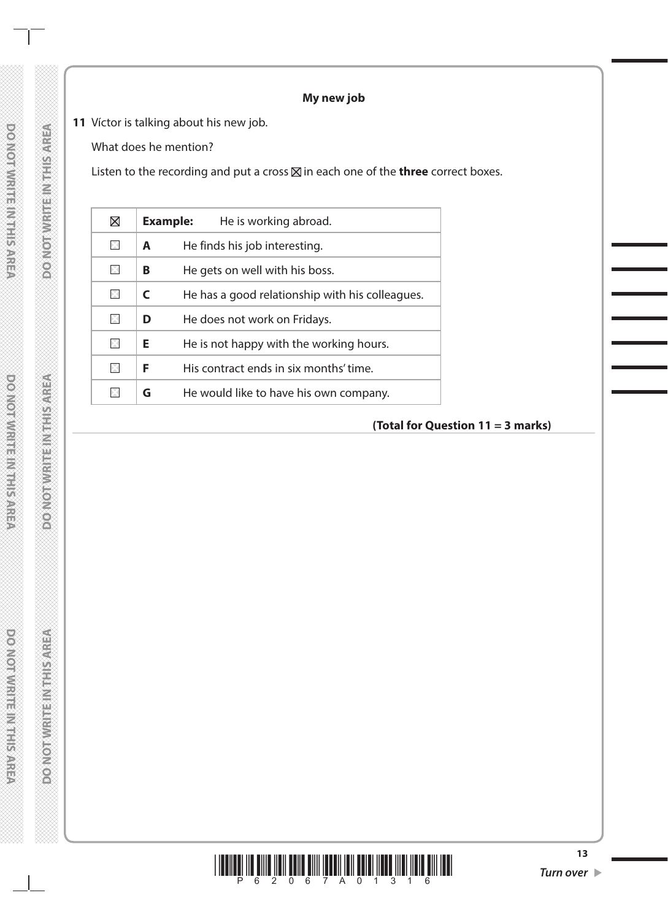## My new job

**11** Víctor is talking about his new job.

What does he mention?

Listen to the recording and put a cross ☒ in each one of the **three** correct boxes.

| | | |
|---|---|---|
| ☒ | **Example:** | He is working abroad. |
| ☐ | **A** | He finds his job interesting. |
| ☐ | **B** | He gets on well with his boss. |
| ☐ | **C** | He has a good relationship with his colleagues. |
| ☐ | **D** | He does not work on Fridays. |
| ☐ | **E** | He is not happy with the working hours. |
| ☐ | **F** | His contract ends in six months' time. |
| ☐ | **G** | He would like to have his own company. |

**(Total for Question 11 = 3 marks)**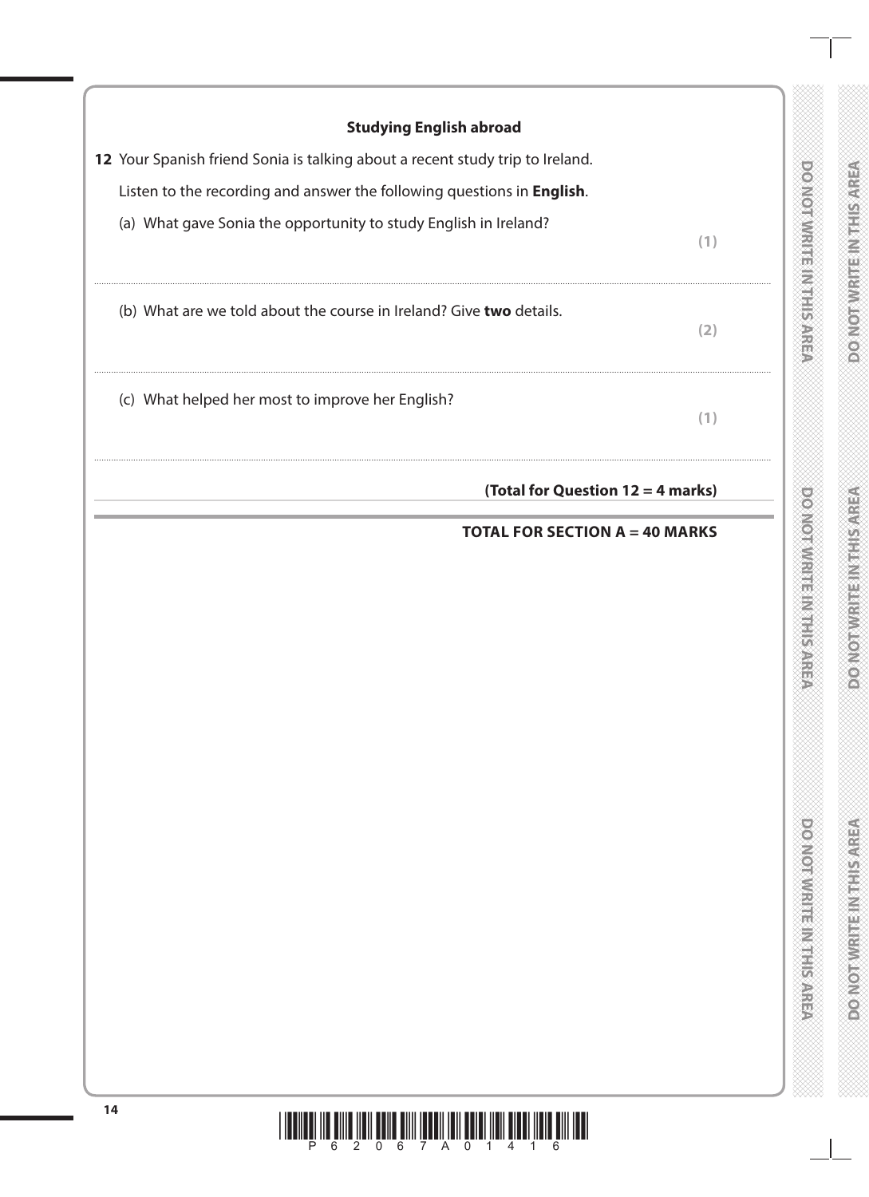### Studying English abroad

**12** Your Spanish friend Sonia is talking about a recent study trip to Ireland.

Listen to the recording and answer the following questions in **English**.

(a) What gave Sonia the opportunity to study English in Ireland? **(1)**

..............................................................................................................................................

(b) What are we told about the course in Ireland? Give **two** details. **(2)**

..............................................................................................................................................

(c) What helped her most to improve her English? **(1)**

..............................................................................................................................................

**(Total for Question 12 = 4 marks)**

**TOTAL FOR SECTION A = 40 MARKS**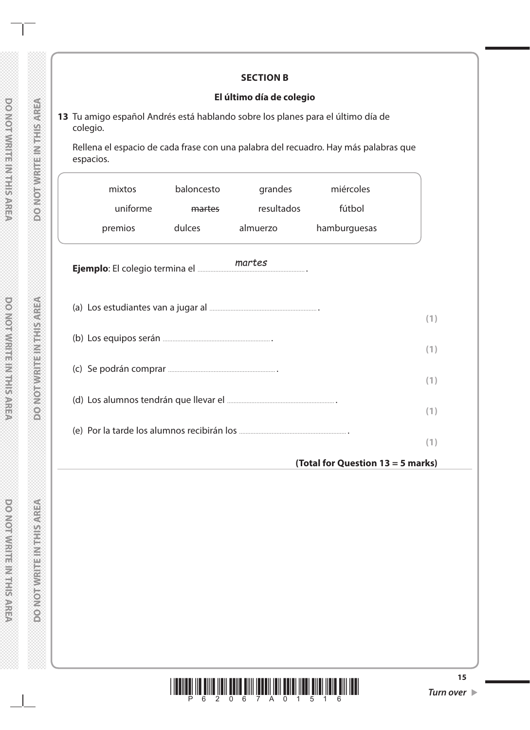## SECTION B

### El último día de colegio

**13** Tu amigo español Andrés está hablando sobre los planes para el último día de colegio.

Rellena el espacio de cada frase con una palabra del recuadro. Hay más palabras que espacios.

| | | | |
|---|---|---|---|
| mixtos | baloncesto | grandes | miércoles |
| uniforme | ~~martes~~ | resultados | fútbol |
| premios | dulces | almuerzo | hamburguesas |

**Ejemplo**: El colegio termina el *martes* .

(a) Los estudiantes van a jugar al .................................................. . **(1)**

(b) Los equipos serán .................................................. . **(1)**

(c) Se podrán comprar .................................................. . **(1)**

(d) Los alumnos tendrán que llevar el .................................................. . **(1)**

(e) Por la tarde los alumnos recibirán los .................................................. . **(1)**

**(Total for Question 13 = 5 marks)**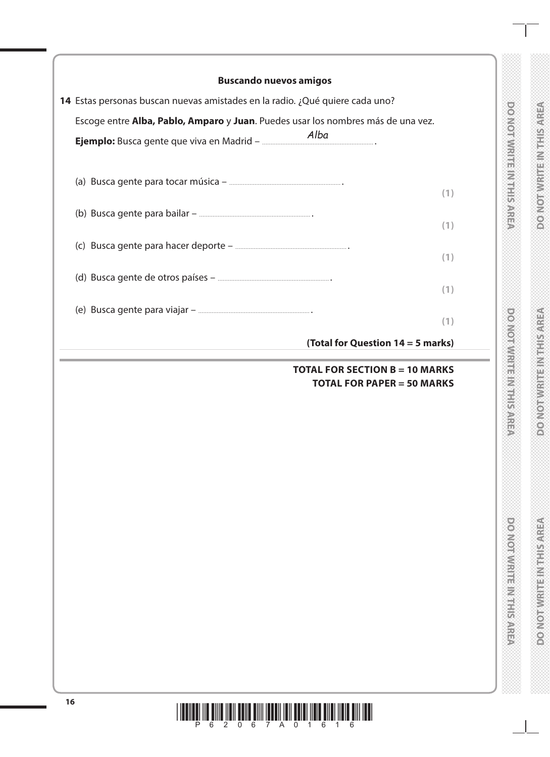## Buscando nuevos amigos

**14** Estas personas buscan nuevas amistades en la radio. ¿Qué quiere cada uno?

Escoge entre **Alba, Pablo, Amparo** y **Juan**. Puedes usar los nombres más de una vez.

**Ejemplo:** Busca gente que viva en Madrid – *Alba* .

(a) Busca gente para tocar música – .................................................. . **(1)**

(b) Busca gente para bailar – .................................................. . **(1)**

(c) Busca gente para hacer deporte – .................................................. . **(1)**

(d) Busca gente de otros países – .................................................. . **(1)**

(e) Busca gente para viajar – .................................................. . **(1)**

**(Total for Question 14 = 5 marks)**

**TOTAL FOR SECTION B = 10 MARKS**
**TOTAL FOR PAPER = 50 MARKS**